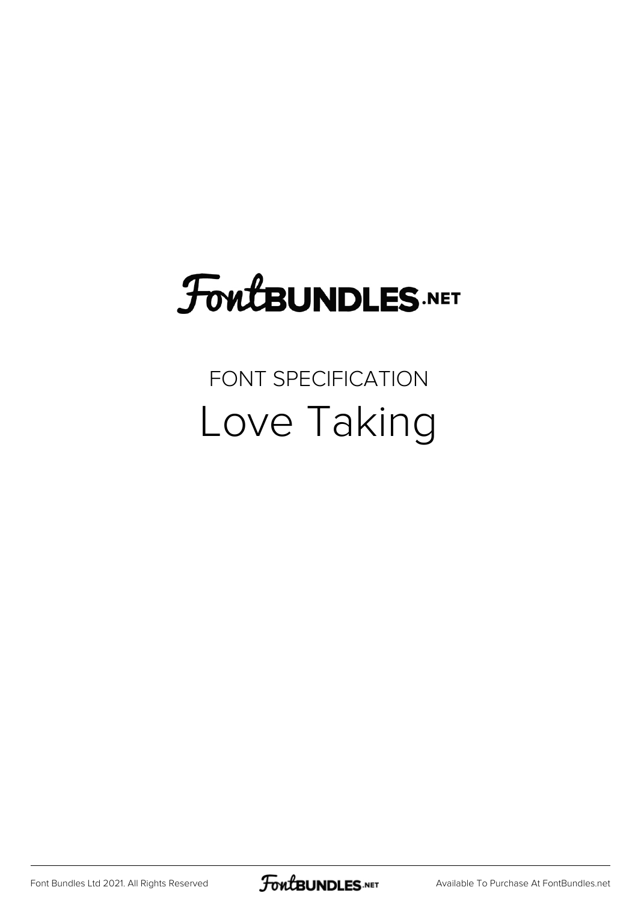# FontBUNDLES.NET

FONT SPECIFICATION

## Love Taking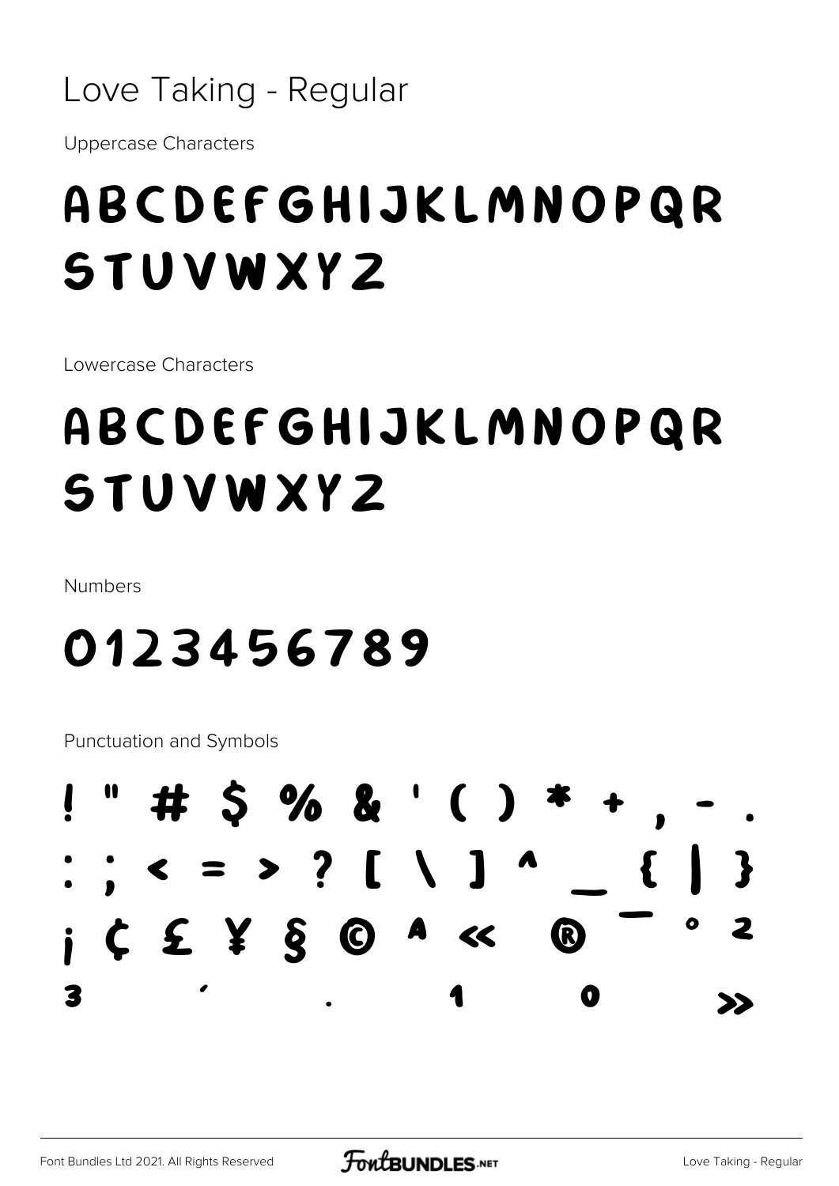# Love Taking - Regular

Uppercase Characters

## ABCDEFGHIJKLMNOPQR STUVWXYZ

Lowercase Characters

## abcdefghijklmnopqr stuvwxyz

Numbers

## 0123456789

Punctuation and Symbols

## ! " # $ % & ' ( ) * + , - . : ; < = > ? [ \ ] ^ _ { | } ¡ ¢ £ ¥ § © ª « ® ¯ ° ² ³ ´ · ¹ º »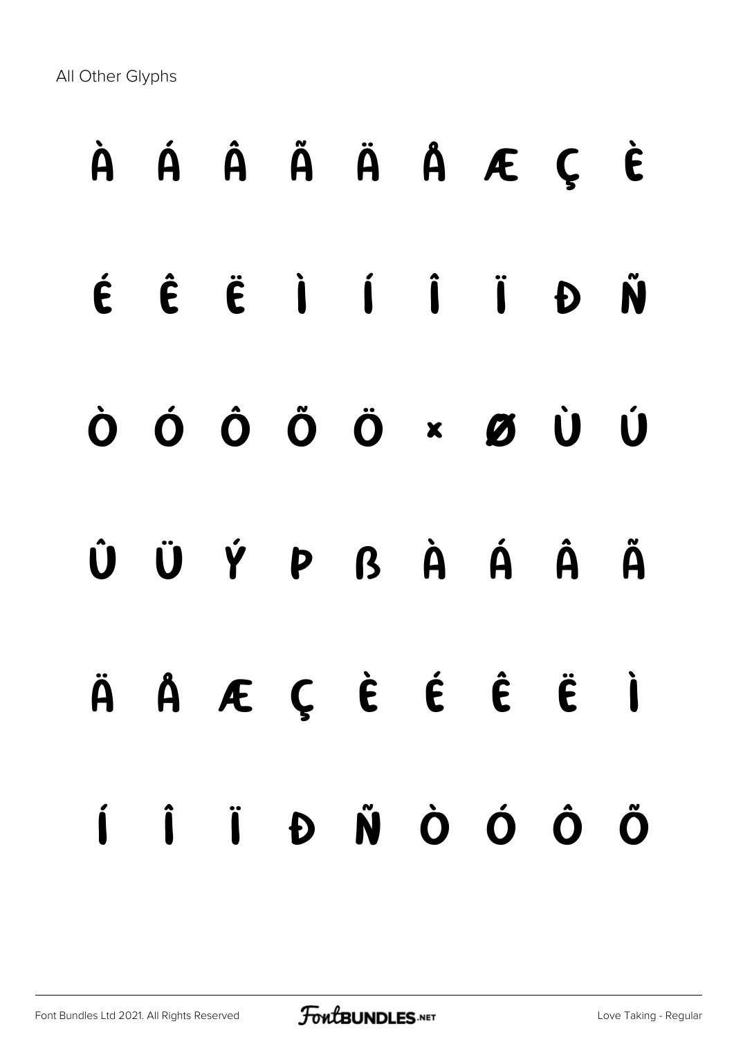All Other Glyphs

À Á Â Ã Ä Å Æ Ç È

É Ê Ë Ì Í Î Ï Ð Ñ

Ò Ó Ô Õ Ö × Ø Ù Ú

Û Ü Ý Þ ß à á â ã

ä å æ ç è é ê ë ì

í î ï ð ñ ò ó ô õ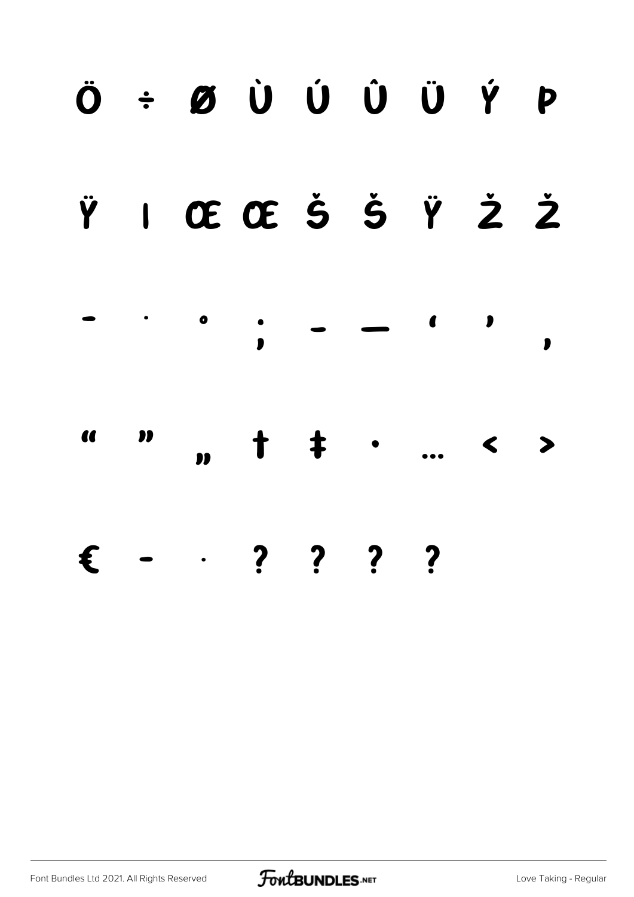Ö ÷ Ø Ù Ú Û Ü Ý Þ

Ÿ ı Œ œ Š š Ÿ Ž ž

- · ˚ ; – — ‘ ’ ‚

“ ” „ † ‡ • … ‹ ›

€ - · ? ? ? ?